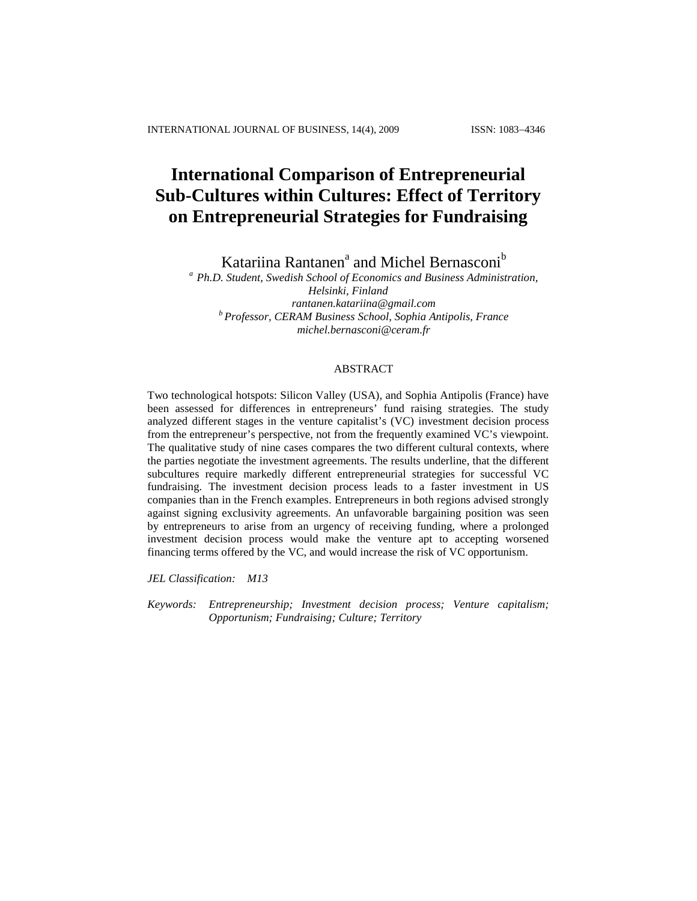# International Comparison of Entrepreneurial Sub-Cultures within Cultures: Effect of Territory on Entrepreneurial Strategies for Fundraising

Katariina Rantanen[a] and Michel Bernasconi[b]

[a] *Ph.D. Student, Swedish School of Economics and Business Administration, Helsinki, Finland*
*rantanen.katariina@gmail.com*

[b] *Professor, CERAM Business School, Sophia Antipolis, France*
*michel.bernasconi@ceram.fr*

## ABSTRACT

Two technological hotspots: Silicon Valley (USA), and Sophia Antipolis (France) have been assessed for differences in entrepreneurs' fund raising strategies. The study analyzed different stages in the venture capitalist's (VC) investment decision process from the entrepreneur's perspective, not from the frequently examined VC's viewpoint. The qualitative study of nine cases compares the two different cultural contexts, where the parties negotiate the investment agreements. The results underline, that the different subcultures require markedly different entrepreneurial strategies for successful VC fundraising. The investment decision process leads to a faster investment in US companies than in the French examples. Entrepreneurs in both regions advised strongly against signing exclusivity agreements. An unfavorable bargaining position was seen by entrepreneurs to arise from an urgency of receiving funding, where a prolonged investment decision process would make the venture apt to accepting worsened financing terms offered by the VC, and would increase the risk of VC opportunism.

*JEL Classification:* *M13*

*Keywords:* *Entrepreneurship; Investment decision process; Venture capitalism; Opportunism; Fundraising; Culture; Territory*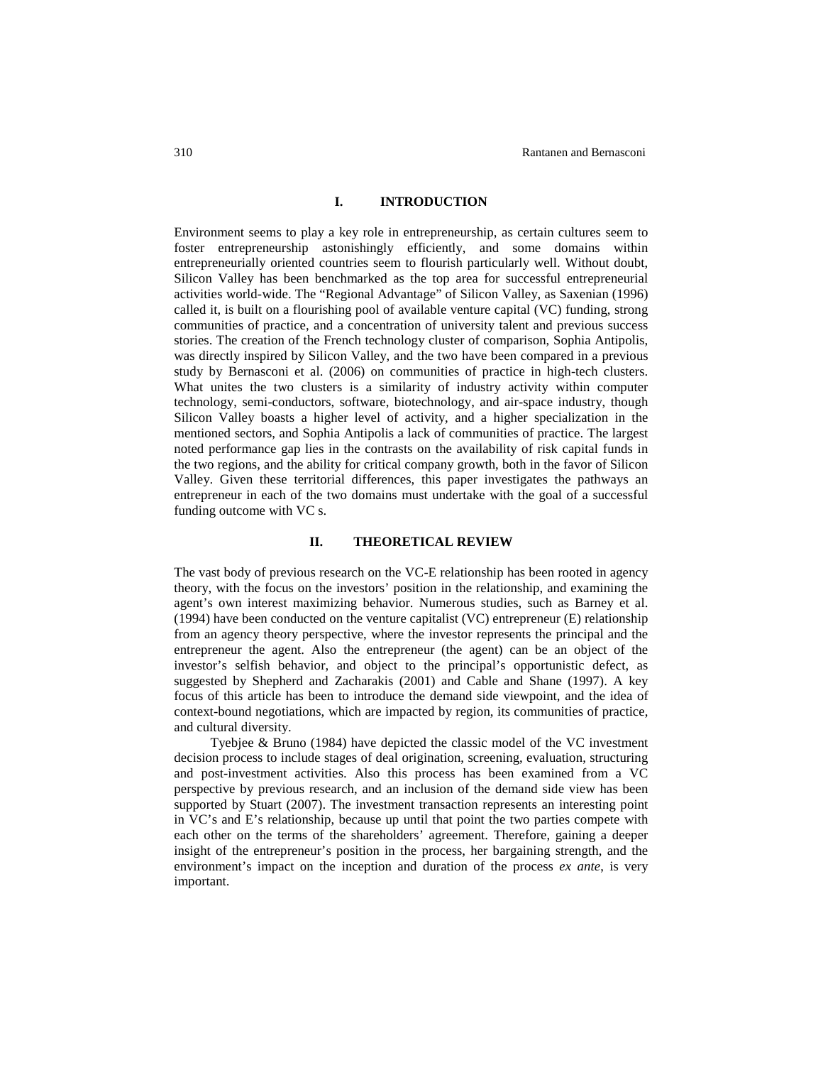## I. INTRODUCTION

Environment seems to play a key role in entrepreneurship, as certain cultures seem to foster entrepreneurship astonishingly efficiently, and some domains within entrepreneurially oriented countries seem to flourish particularly well. Without doubt, Silicon Valley has been benchmarked as the top area for successful entrepreneurial activities world-wide. The "Regional Advantage" of Silicon Valley, as Saxenian (1996) called it, is built on a flourishing pool of available venture capital (VC) funding, strong communities of practice, and a concentration of university talent and previous success stories. The creation of the French technology cluster of comparison, Sophia Antipolis, was directly inspired by Silicon Valley, and the two have been compared in a previous study by Bernasconi et al. (2006) on communities of practice in high-tech clusters. What unites the two clusters is a similarity of industry activity within computer technology, semi-conductors, software, biotechnology, and air-space industry, though Silicon Valley boasts a higher level of activity, and a higher specialization in the mentioned sectors, and Sophia Antipolis a lack of communities of practice. The largest noted performance gap lies in the contrasts on the availability of risk capital funds in the two regions, and the ability for critical company growth, both in the favor of Silicon Valley. Given these territorial differences, this paper investigates the pathways an entrepreneur in each of the two domains must undertake with the goal of a successful funding outcome with VC s.

## II. THEORETICAL REVIEW

The vast body of previous research on the VC-E relationship has been rooted in agency theory, with the focus on the investors' position in the relationship, and examining the agent's own interest maximizing behavior. Numerous studies, such as Barney et al. (1994) have been conducted on the venture capitalist (VC) entrepreneur (E) relationship from an agency theory perspective, where the investor represents the principal and the entrepreneur the agent. Also the entrepreneur (the agent) can be an object of the investor's selfish behavior, and object to the principal's opportunistic defect, as suggested by Shepherd and Zacharakis (2001) and Cable and Shane (1997). A key focus of this article has been to introduce the demand side viewpoint, and the idea of context-bound negotiations, which are impacted by region, its communities of practice, and cultural diversity.

Tyebjee & Bruno (1984) have depicted the classic model of the VC investment decision process to include stages of deal origination, screening, evaluation, structuring and post-investment activities. Also this process has been examined from a VC perspective by previous research, and an inclusion of the demand side view has been supported by Stuart (2007). The investment transaction represents an interesting point in VC's and E's relationship, because up until that point the two parties compete with each other on the terms of the shareholders' agreement. Therefore, gaining a deeper insight of the entrepreneur's position in the process, her bargaining strength, and the environment's impact on the inception and duration of the process *ex ante*, is very important.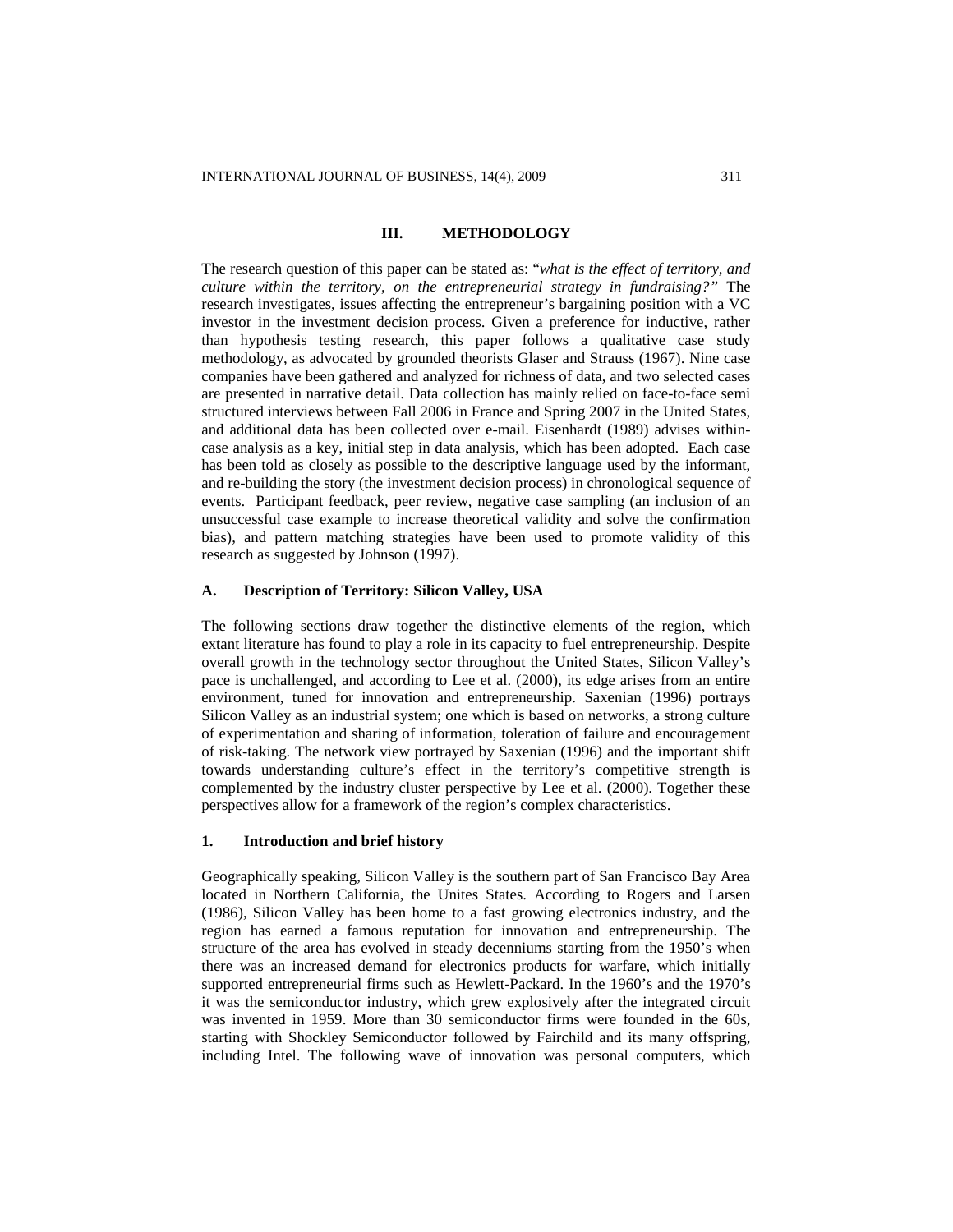## III. METHODOLOGY

The research question of this paper can be stated as: "*what is the effect of territory, and culture within the territory, on the entrepreneurial strategy in fundraising?*" The research investigates, issues affecting the entrepreneur's bargaining position with a VC investor in the investment decision process. Given a preference for inductive, rather than hypothesis testing research, this paper follows a qualitative case study methodology, as advocated by grounded theorists Glaser and Strauss (1967). Nine case companies have been gathered and analyzed for richness of data, and two selected cases are presented in narrative detail. Data collection has mainly relied on face-to-face semi structured interviews between Fall 2006 in France and Spring 2007 in the United States, and additional data has been collected over e-mail. Eisenhardt (1989) advises within-case analysis as a key, initial step in data analysis, which has been adopted. Each case has been told as closely as possible to the descriptive language used by the informant, and re-building the story (the investment decision process) in chronological sequence of events. Participant feedback, peer review, negative case sampling (an inclusion of an unsuccessful case example to increase theoretical validity and solve the confirmation bias), and pattern matching strategies have been used to promote validity of this research as suggested by Johnson (1997).

### A. Description of Territory: Silicon Valley, USA

The following sections draw together the distinctive elements of the region, which extant literature has found to play a role in its capacity to fuel entrepreneurship. Despite overall growth in the technology sector throughout the United States, Silicon Valley's pace is unchallenged, and according to Lee et al. (2000), its edge arises from an entire environment, tuned for innovation and entrepreneurship. Saxenian (1996) portrays Silicon Valley as an industrial system; one which is based on networks, a strong culture of experimentation and sharing of information, toleration of failure and encouragement of risk-taking. The network view portrayed by Saxenian (1996) and the important shift towards understanding culture's effect in the territory's competitive strength is complemented by the industry cluster perspective by Lee et al. (2000). Together these perspectives allow for a framework of the region's complex characteristics.

#### 1. Introduction and brief history

Geographically speaking, Silicon Valley is the southern part of San Francisco Bay Area located in Northern California, the Unites States. According to Rogers and Larsen (1986), Silicon Valley has been home to a fast growing electronics industry, and the region has earned a famous reputation for innovation and entrepreneurship. The structure of the area has evolved in steady decenniums starting from the 1950's when there was an increased demand for electronics products for warfare, which initially supported entrepreneurial firms such as Hewlett-Packard. In the 1960's and the 1970's it was the semiconductor industry, which grew explosively after the integrated circuit was invented in 1959. More than 30 semiconductor firms were founded in the 60s, starting with Shockley Semiconductor followed by Fairchild and its many offspring, including Intel. The following wave of innovation was personal computers, which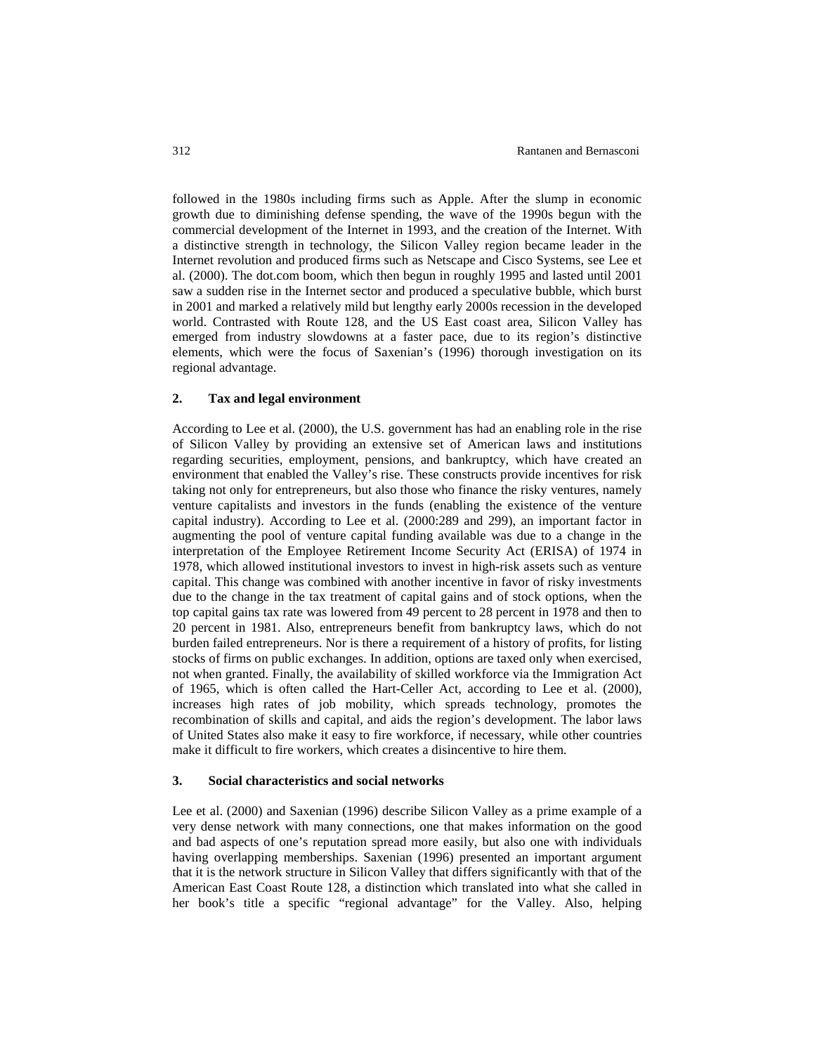followed in the 1980s including firms such as Apple. After the slump in economic growth due to diminishing defense spending, the wave of the 1990s begun with the commercial development of the Internet in 1993, and the creation of the Internet. With a distinctive strength in technology, the Silicon Valley region became leader in the Internet revolution and produced firms such as Netscape and Cisco Systems, see Lee et al. (2000). The dot.com boom, which then begun in roughly 1995 and lasted until 2001 saw a sudden rise in the Internet sector and produced a speculative bubble, which burst in 2001 and marked a relatively mild but lengthy early 2000s recession in the developed world. Contrasted with Route 128, and the US East coast area, Silicon Valley has emerged from industry slowdowns at a faster pace, due to its region's distinctive elements, which were the focus of Saxenian's (1996) thorough investigation on its regional advantage.

## 2. Tax and legal environment

According to Lee et al. (2000), the U.S. government has had an enabling role in the rise of Silicon Valley by providing an extensive set of American laws and institutions regarding securities, employment, pensions, and bankruptcy, which have created an environment that enabled the Valley's rise. These constructs provide incentives for risk taking not only for entrepreneurs, but also those who finance the risky ventures, namely venture capitalists and investors in the funds (enabling the existence of the venture capital industry). According to Lee et al. (2000:289 and 299), an important factor in augmenting the pool of venture capital funding available was due to a change in the interpretation of the Employee Retirement Income Security Act (ERISA) of 1974 in 1978, which allowed institutional investors to invest in high-risk assets such as venture capital. This change was combined with another incentive in favor of risky investments due to the change in the tax treatment of capital gains and of stock options, when the top capital gains tax rate was lowered from 49 percent to 28 percent in 1978 and then to 20 percent in 1981. Also, entrepreneurs benefit from bankruptcy laws, which do not burden failed entrepreneurs. Nor is there a requirement of a history of profits, for listing stocks of firms on public exchanges. In addition, options are taxed only when exercised, not when granted. Finally, the availability of skilled workforce via the Immigration Act of 1965, which is often called the Hart-Celler Act, according to Lee et al. (2000), increases high rates of job mobility, which spreads technology, promotes the recombination of skills and capital, and aids the region's development. The labor laws of United States also make it easy to fire workforce, if necessary, while other countries make it difficult to fire workers, which creates a disincentive to hire them.

## 3. Social characteristics and social networks

Lee et al. (2000) and Saxenian (1996) describe Silicon Valley as a prime example of a very dense network with many connections, one that makes information on the good and bad aspects of one's reputation spread more easily, but also one with individuals having overlapping memberships. Saxenian (1996) presented an important argument that it is the network structure in Silicon Valley that differs significantly with that of the American East Coast Route 128, a distinction which translated into what she called in her book's title a specific "regional advantage" for the Valley. Also, helping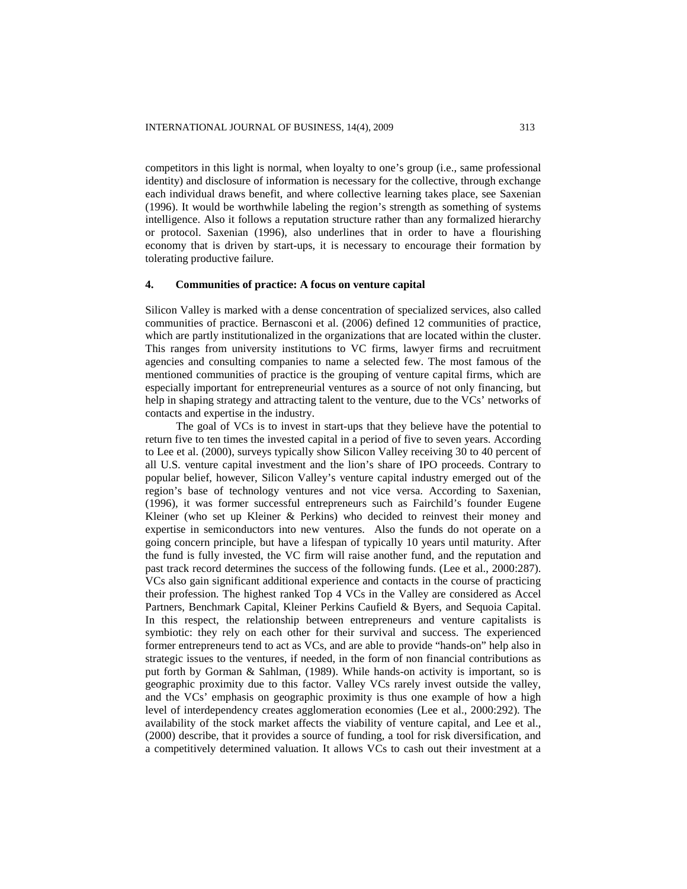competitors in this light is normal, when loyalty to one's group (i.e., same professional identity) and disclosure of information is necessary for the collective, through exchange each individual draws benefit, and where collective learning takes place, see Saxenian (1996). It would be worthwhile labeling the region's strength as something of systems intelligence. Also it follows a reputation structure rather than any formalized hierarchy or protocol. Saxenian (1996), also underlines that in order to have a flourishing economy that is driven by start-ups, it is necessary to encourage their formation by tolerating productive failure.

## 4. Communities of practice: A focus on venture capital

Silicon Valley is marked with a dense concentration of specialized services, also called communities of practice. Bernasconi et al. (2006) defined 12 communities of practice, which are partly institutionalized in the organizations that are located within the cluster. This ranges from university institutions to VC firms, lawyer firms and recruitment agencies and consulting companies to name a selected few. The most famous of the mentioned communities of practice is the grouping of venture capital firms, which are especially important for entrepreneurial ventures as a source of not only financing, but help in shaping strategy and attracting talent to the venture, due to the VCs' networks of contacts and expertise in the industry.

The goal of VCs is to invest in start-ups that they believe have the potential to return five to ten times the invested capital in a period of five to seven years. According to Lee et al. (2000), surveys typically show Silicon Valley receiving 30 to 40 percent of all U.S. venture capital investment and the lion's share of IPO proceeds. Contrary to popular belief, however, Silicon Valley's venture capital industry emerged out of the region's base of technology ventures and not vice versa. According to Saxenian, (1996), it was former successful entrepreneurs such as Fairchild's founder Eugene Kleiner (who set up Kleiner & Perkins) who decided to reinvest their money and expertise in semiconductors into new ventures. Also the funds do not operate on a going concern principle, but have a lifespan of typically 10 years until maturity. After the fund is fully invested, the VC firm will raise another fund, and the reputation and past track record determines the success of the following funds. (Lee et al., 2000:287). VCs also gain significant additional experience and contacts in the course of practicing their profession. The highest ranked Top 4 VCs in the Valley are considered as Accel Partners, Benchmark Capital, Kleiner Perkins Caufield & Byers, and Sequoia Capital. In this respect, the relationship between entrepreneurs and venture capitalists is symbiotic: they rely on each other for their survival and success. The experienced former entrepreneurs tend to act as VCs, and are able to provide "hands-on" help also in strategic issues to the ventures, if needed, in the form of non financial contributions as put forth by Gorman & Sahlman, (1989). While hands-on activity is important, so is geographic proximity due to this factor. Valley VCs rarely invest outside the valley, and the VCs' emphasis on geographic proximity is thus one example of how a high level of interdependency creates agglomeration economies (Lee et al., 2000:292). The availability of the stock market affects the viability of venture capital, and Lee et al., (2000) describe, that it provides a source of funding, a tool for risk diversification, and a competitively determined valuation. It allows VCs to cash out their investment at a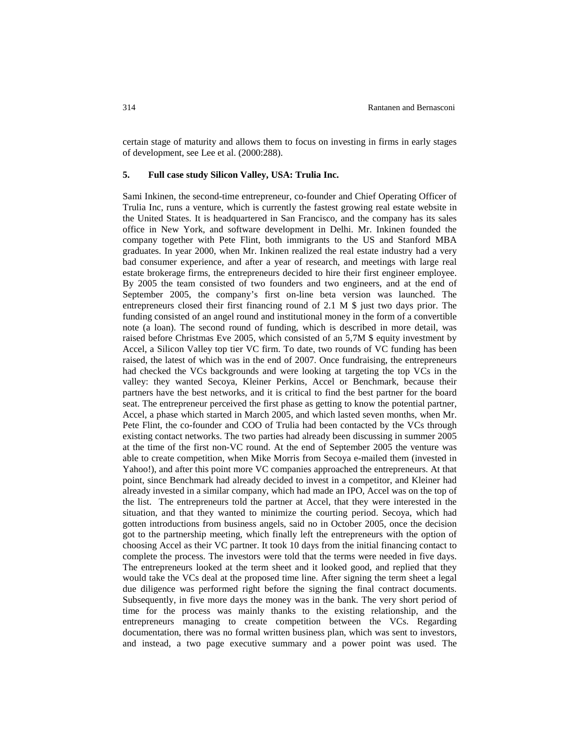certain stage of maturity and allows them to focus on investing in firms in early stages of development, see Lee et al. (2000:288).

## 5. Full case study Silicon Valley, USA: Trulia Inc.

Sami Inkinen, the second-time entrepreneur, co-founder and Chief Operating Officer of Trulia Inc, runs a venture, which is currently the fastest growing real estate website in the United States. It is headquartered in San Francisco, and the company has its sales office in New York, and software development in Delhi. Mr. Inkinen founded the company together with Pete Flint, both immigrants to the US and Stanford MBA graduates. In year 2000, when Mr. Inkinen realized the real estate industry had a very bad consumer experience, and after a year of research, and meetings with large real estate brokerage firms, the entrepreneurs decided to hire their first engineer employee. By 2005 the team consisted of two founders and two engineers, and at the end of September 2005, the company's first on-line beta version was launched. The entrepreneurs closed their first financing round of 2.1 M $ just two days prior. The funding consisted of an angel round and institutional money in the form of a convertible note (a loan). The second round of funding, which is described in more detail, was raised before Christmas Eve 2005, which consisted of an 5,7M $ equity investment by Accel, a Silicon Valley top tier VC firm. To date, two rounds of VC funding has been raised, the latest of which was in the end of 2007. Once fundraising, the entrepreneurs had checked the VCs backgrounds and were looking at targeting the top VCs in the valley: they wanted Secoya, Kleiner Perkins, Accel or Benchmark, because their partners have the best networks, and it is critical to find the best partner for the board seat. The entrepreneur perceived the first phase as getting to know the potential partner, Accel, a phase which started in March 2005, and which lasted seven months, when Mr. Pete Flint, the co-founder and COO of Trulia had been contacted by the VCs through existing contact networks. The two parties had already been discussing in summer 2005 at the time of the first non-VC round. At the end of September 2005 the venture was able to create competition, when Mike Morris from Secoya e-mailed them (invested in Yahoo!), and after this point more VC companies approached the entrepreneurs. At that point, since Benchmark had already decided to invest in a competitor, and Kleiner had already invested in a similar company, which had made an IPO, Accel was on the top of the list. The entrepreneurs told the partner at Accel, that they were interested in the situation, and that they wanted to minimize the courting period. Secoya, which had gotten introductions from business angels, said no in October 2005, once the decision got to the partnership meeting, which finally left the entrepreneurs with the option of choosing Accel as their VC partner. It took 10 days from the initial financing contact to complete the process. The investors were told that the terms were needed in five days. The entrepreneurs looked at the term sheet and it looked good, and replied that they would take the VCs deal at the proposed time line. After signing the term sheet a legal due diligence was performed right before the signing the final contract documents. Subsequently, in five more days the money was in the bank. The very short period of time for the process was mainly thanks to the existing relationship, and the entrepreneurs managing to create competition between the VCs. Regarding documentation, there was no formal written business plan, which was sent to investors, and instead, a two page executive summary and a power point was used. The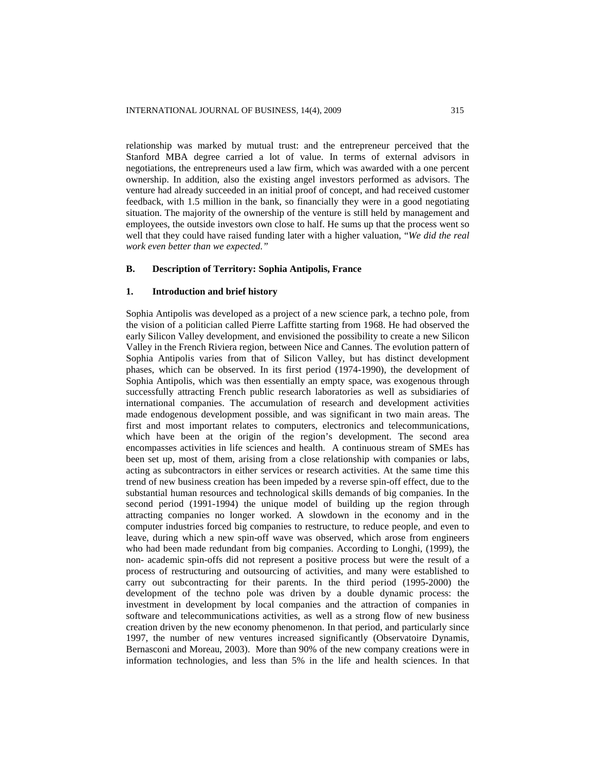relationship was marked by mutual trust: and the entrepreneur perceived that the Stanford MBA degree carried a lot of value. In terms of external advisors in negotiations, the entrepreneurs used a law firm, which was awarded with a one percent ownership. In addition, also the existing angel investors performed as advisors. The venture had already succeeded in an initial proof of concept, and had received customer feedback, with 1.5 million in the bank, so financially they were in a good negotiating situation. The majority of the ownership of the venture is still held by management and employees, the outside investors own close to half. He sums up that the process went so well that they could have raised funding later with a higher valuation, "*We did the real work even better than we expected.*"

### B. Description of Territory: Sophia Antipolis, France

#### 1. Introduction and brief history

Sophia Antipolis was developed as a project of a new science park, a techno pole, from the vision of a politician called Pierre Laffitte starting from 1968. He had observed the early Silicon Valley development, and envisioned the possibility to create a new Silicon Valley in the French Riviera region, between Nice and Cannes. The evolution pattern of Sophia Antipolis varies from that of Silicon Valley, but has distinct development phases, which can be observed. In its first period (1974-1990), the development of Sophia Antipolis, which was then essentially an empty space, was exogenous through successfully attracting French public research laboratories as well as subsidiaries of international companies. The accumulation of research and development activities made endogenous development possible, and was significant in two main areas. The first and most important relates to computers, electronics and telecommunications, which have been at the origin of the region's development. The second area encompasses activities in life sciences and health. A continuous stream of SMEs has been set up, most of them, arising from a close relationship with companies or labs, acting as subcontractors in either services or research activities. At the same time this trend of new business creation has been impeded by a reverse spin-off effect, due to the substantial human resources and technological skills demands of big companies. In the second period (1991-1994) the unique model of building up the region through attracting companies no longer worked. A slowdown in the economy and in the computer industries forced big companies to restructure, to reduce people, and even to leave, during which a new spin-off wave was observed, which arose from engineers who had been made redundant from big companies. According to Longhi, (1999), the non- academic spin-offs did not represent a positive process but were the result of a process of restructuring and outsourcing of activities, and many were established to carry out subcontracting for their parents. In the third period (1995-2000) the development of the techno pole was driven by a double dynamic process: the investment in development by local companies and the attraction of companies in software and telecommunications activities, as well as a strong flow of new business creation driven by the new economy phenomenon. In that period, and particularly since 1997, the number of new ventures increased significantly (Observatoire Dynamis, Bernasconi and Moreau, 2003). More than 90% of the new company creations were in information technologies, and less than 5% in the life and health sciences. In that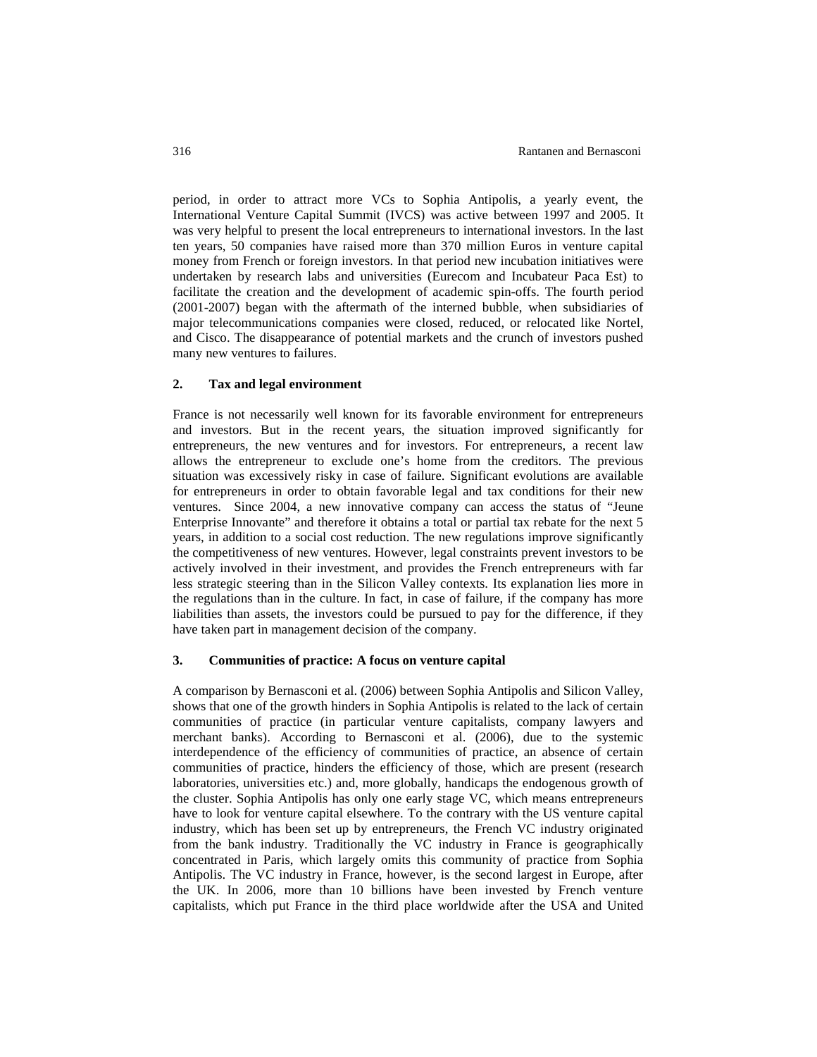period, in order to attract more VCs to Sophia Antipolis, a yearly event, the International Venture Capital Summit (IVCS) was active between 1997 and 2005. It was very helpful to present the local entrepreneurs to international investors. In the last ten years, 50 companies have raised more than 370 million Euros in venture capital money from French or foreign investors. In that period new incubation initiatives were undertaken by research labs and universities (Eurecom and Incubateur Paca Est) to facilitate the creation and the development of academic spin-offs. The fourth period (2001-2007) began with the aftermath of the interned bubble, when subsidiaries of major telecommunications companies were closed, reduced, or relocated like Nortel, and Cisco. The disappearance of potential markets and the crunch of investors pushed many new ventures to failures.

## 2. Tax and legal environment

France is not necessarily well known for its favorable environment for entrepreneurs and investors. But in the recent years, the situation improved significantly for entrepreneurs, the new ventures and for investors. For entrepreneurs, a recent law allows the entrepreneur to exclude one's home from the creditors. The previous situation was excessively risky in case of failure. Significant evolutions are available for entrepreneurs in order to obtain favorable legal and tax conditions for their new ventures. Since 2004, a new innovative company can access the status of "Jeune Enterprise Innovante" and therefore it obtains a total or partial tax rebate for the next 5 years, in addition to a social cost reduction. The new regulations improve significantly the competitiveness of new ventures. However, legal constraints prevent investors to be actively involved in their investment, and provides the French entrepreneurs with far less strategic steering than in the Silicon Valley contexts. Its explanation lies more in the regulations than in the culture. In fact, in case of failure, if the company has more liabilities than assets, the investors could be pursued to pay for the difference, if they have taken part in management decision of the company.

## 3. Communities of practice: A focus on venture capital

A comparison by Bernasconi et al. (2006) between Sophia Antipolis and Silicon Valley, shows that one of the growth hinders in Sophia Antipolis is related to the lack of certain communities of practice (in particular venture capitalists, company lawyers and merchant banks). According to Bernasconi et al. (2006), due to the systemic interdependence of the efficiency of communities of practice, an absence of certain communities of practice, hinders the efficiency of those, which are present (research laboratories, universities etc.) and, more globally, handicaps the endogenous growth of the cluster. Sophia Antipolis has only one early stage VC, which means entrepreneurs have to look for venture capital elsewhere. To the contrary with the US venture capital industry, which has been set up by entrepreneurs, the French VC industry originated from the bank industry. Traditionally the VC industry in France is geographically concentrated in Paris, which largely omits this community of practice from Sophia Antipolis. The VC industry in France, however, is the second largest in Europe, after the UK. In 2006, more than 10 billions have been invested by French venture capitalists, which put France in the third place worldwide after the USA and United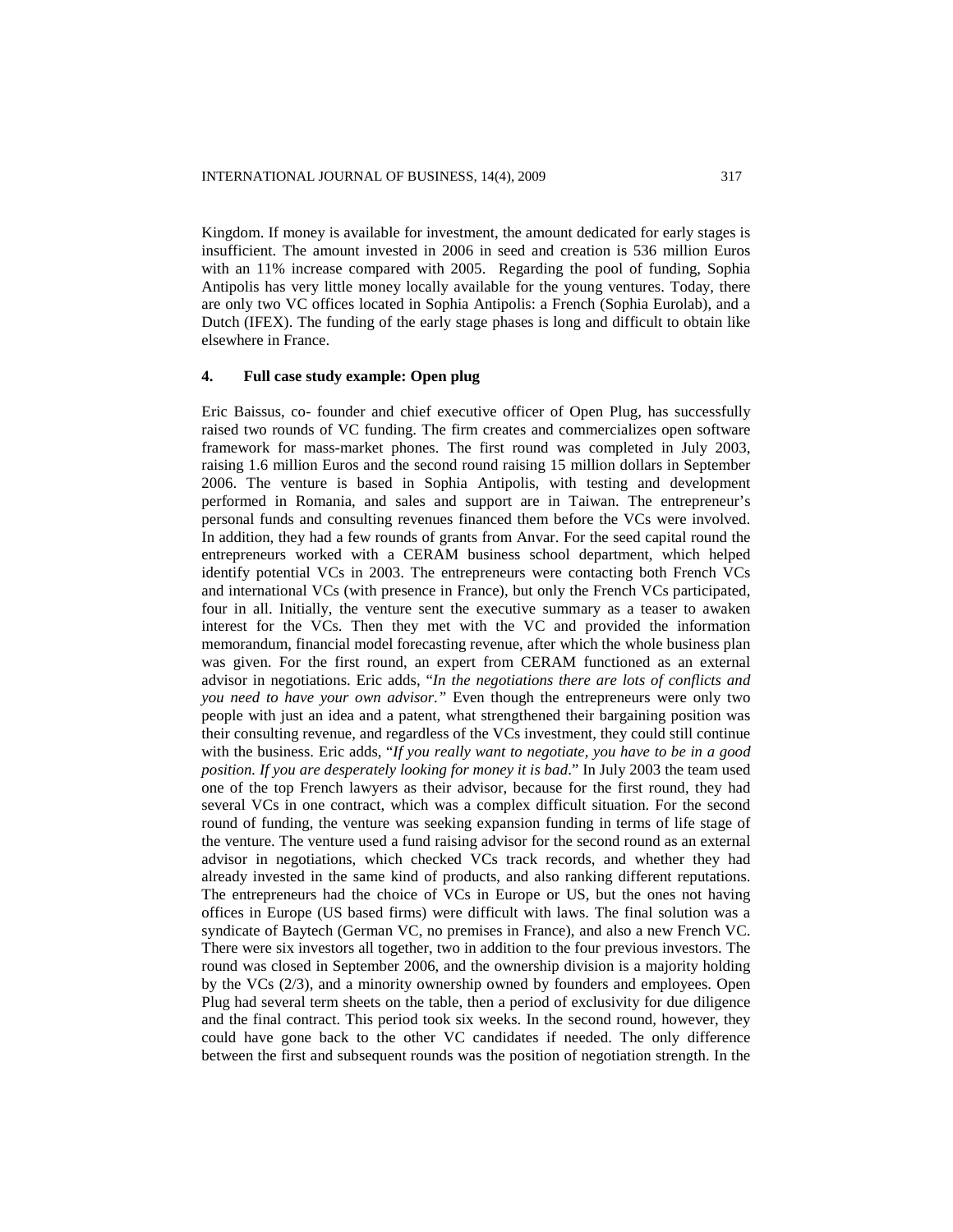Kingdom. If money is available for investment, the amount dedicated for early stages is insufficient. The amount invested in 2006 in seed and creation is 536 million Euros with an 11% increase compared with 2005. Regarding the pool of funding, Sophia Antipolis has very little money locally available for the young ventures. Today, there are only two VC offices located in Sophia Antipolis: a French (Sophia Eurolab), and a Dutch (IFEX). The funding of the early stage phases is long and difficult to obtain like elsewhere in France.

## 4. Full case study example: Open plug

Eric Baissus, co- founder and chief executive officer of Open Plug, has successfully raised two rounds of VC funding. The firm creates and commercializes open software framework for mass-market phones. The first round was completed in July 2003, raising 1.6 million Euros and the second round raising 15 million dollars in September 2006. The venture is based in Sophia Antipolis, with testing and development performed in Romania, and sales and support are in Taiwan. The entrepreneur's personal funds and consulting revenues financed them before the VCs were involved. In addition, they had a few rounds of grants from Anvar. For the seed capital round the entrepreneurs worked with a CERAM business school department, which helped identify potential VCs in 2003. The entrepreneurs were contacting both French VCs and international VCs (with presence in France), but only the French VCs participated, four in all. Initially, the venture sent the executive summary as a teaser to awaken interest for the VCs. Then they met with the VC and provided the information memorandum, financial model forecasting revenue, after which the whole business plan was given. For the first round, an expert from CERAM functioned as an external advisor in negotiations. Eric adds, "*In the negotiations there are lots of conflicts and you need to have your own advisor.*" Even though the entrepreneurs were only two people with just an idea and a patent, what strengthened their bargaining position was their consulting revenue, and regardless of the VCs investment, they could still continue with the business. Eric adds, "*If you really want to negotiate, you have to be in a good position. If you are desperately looking for money it is bad*." In July 2003 the team used one of the top French lawyers as their advisor, because for the first round, they had several VCs in one contract, which was a complex difficult situation. For the second round of funding, the venture was seeking expansion funding in terms of life stage of the venture. The venture used a fund raising advisor for the second round as an external advisor in negotiations, which checked VCs track records, and whether they had already invested in the same kind of products, and also ranking different reputations. The entrepreneurs had the choice of VCs in Europe or US, but the ones not having offices in Europe (US based firms) were difficult with laws. The final solution was a syndicate of Baytech (German VC, no premises in France), and also a new French VC. There were six investors all together, two in addition to the four previous investors. The round was closed in September 2006, and the ownership division is a majority holding by the VCs (2/3), and a minority ownership owned by founders and employees. Open Plug had several term sheets on the table, then a period of exclusivity for due diligence and the final contract. This period took six weeks. In the second round, however, they could have gone back to the other VC candidates if needed. The only difference between the first and subsequent rounds was the position of negotiation strength. In the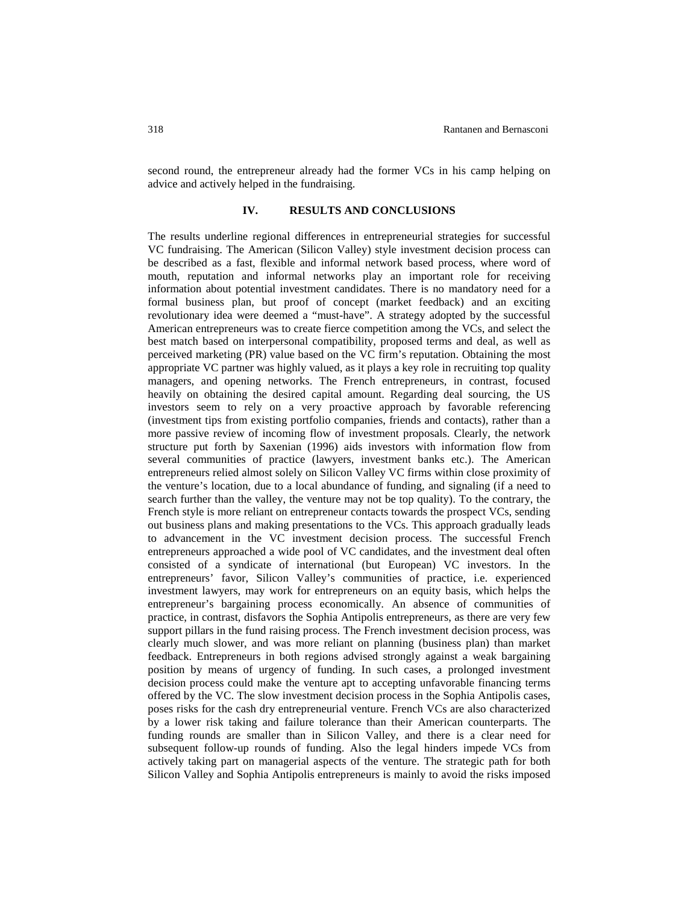second round, the entrepreneur already had the former VCs in his camp helping on advice and actively helped in the fundraising.

## IV. RESULTS AND CONCLUSIONS

The results underline regional differences in entrepreneurial strategies for successful VC fundraising. The American (Silicon Valley) style investment decision process can be described as a fast, flexible and informal network based process, where word of mouth, reputation and informal networks play an important role for receiving information about potential investment candidates. There is no mandatory need for a formal business plan, but proof of concept (market feedback) and an exciting revolutionary idea were deemed a "must-have". A strategy adopted by the successful American entrepreneurs was to create fierce competition among the VCs, and select the best match based on interpersonal compatibility, proposed terms and deal, as well as perceived marketing (PR) value based on the VC firm's reputation. Obtaining the most appropriate VC partner was highly valued, as it plays a key role in recruiting top quality managers, and opening networks. The French entrepreneurs, in contrast, focused heavily on obtaining the desired capital amount. Regarding deal sourcing, the US investors seem to rely on a very proactive approach by favorable referencing (investment tips from existing portfolio companies, friends and contacts), rather than a more passive review of incoming flow of investment proposals. Clearly, the network structure put forth by Saxenian (1996) aids investors with information flow from several communities of practice (lawyers, investment banks etc.). The American entrepreneurs relied almost solely on Silicon Valley VC firms within close proximity of the venture's location, due to a local abundance of funding, and signaling (if a need to search further than the valley, the venture may not be top quality). To the contrary, the French style is more reliant on entrepreneur contacts towards the prospect VCs, sending out business plans and making presentations to the VCs. This approach gradually leads to advancement in the VC investment decision process. The successful French entrepreneurs approached a wide pool of VC candidates, and the investment deal often consisted of a syndicate of international (but European) VC investors. In the entrepreneurs' favor, Silicon Valley's communities of practice, i.e. experienced investment lawyers, may work for entrepreneurs on an equity basis, which helps the entrepreneur's bargaining process economically. An absence of communities of practice, in contrast, disfavors the Sophia Antipolis entrepreneurs, as there are very few support pillars in the fund raising process. The French investment decision process, was clearly much slower, and was more reliant on planning (business plan) than market feedback. Entrepreneurs in both regions advised strongly against a weak bargaining position by means of urgency of funding. In such cases, a prolonged investment decision process could make the venture apt to accepting unfavorable financing terms offered by the VC. The slow investment decision process in the Sophia Antipolis cases, poses risks for the cash dry entrepreneurial venture. French VCs are also characterized by a lower risk taking and failure tolerance than their American counterparts. The funding rounds are smaller than in Silicon Valley, and there is a clear need for subsequent follow-up rounds of funding. Also the legal hinders impede VCs from actively taking part on managerial aspects of the venture. The strategic path for both Silicon Valley and Sophia Antipolis entrepreneurs is mainly to avoid the risks imposed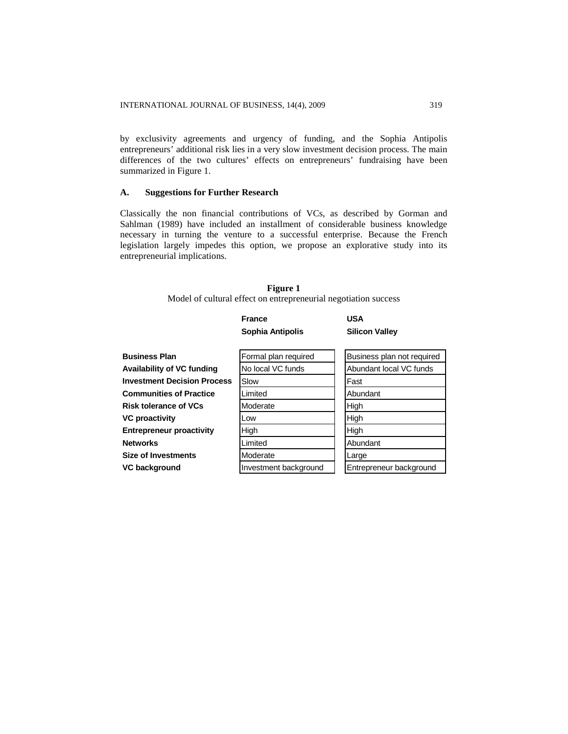by exclusivity agreements and urgency of funding, and the Sophia Antipolis entrepreneurs' additional risk lies in a very slow investment decision process. The main differences of the two cultures' effects on entrepreneurs' fundraising have been summarized in Figure 1.

### A. Suggestions for Further Research

Classically the non financial contributions of VCs, as described by Gorman and Sahlman (1989) have included an installment of considerable business knowledge necessary in turning the venture to a successful enterprise. Because the French legislation largely impedes this option, we propose an explorative study into its entrepreneurial implications.

**Figure 1**
Model of cultural effect on entrepreneurial negotiation success

| | **France** **Sophia Antipolis** | **USA** **Silicon Valley** |
|---|---|---|
| **Business Plan** | Formal plan required | Business plan not required |
| **Availability of VC funding** | No local VC funds | Abundant local VC funds |
| **Investment Decision Process** | Slow | Fast |
| **Communities of Practice** | Limited | Abundant |
| **Risk tolerance of VCs** | Moderate | High |
| **VC proactivity** | Low | High |
| **Entrepreneur proactivity** | High | High |
| **Networks** | Limited | Abundant |
| **Size of Investments** | Moderate | Large |
| **VC background** | Investment background | Entrepreneur background |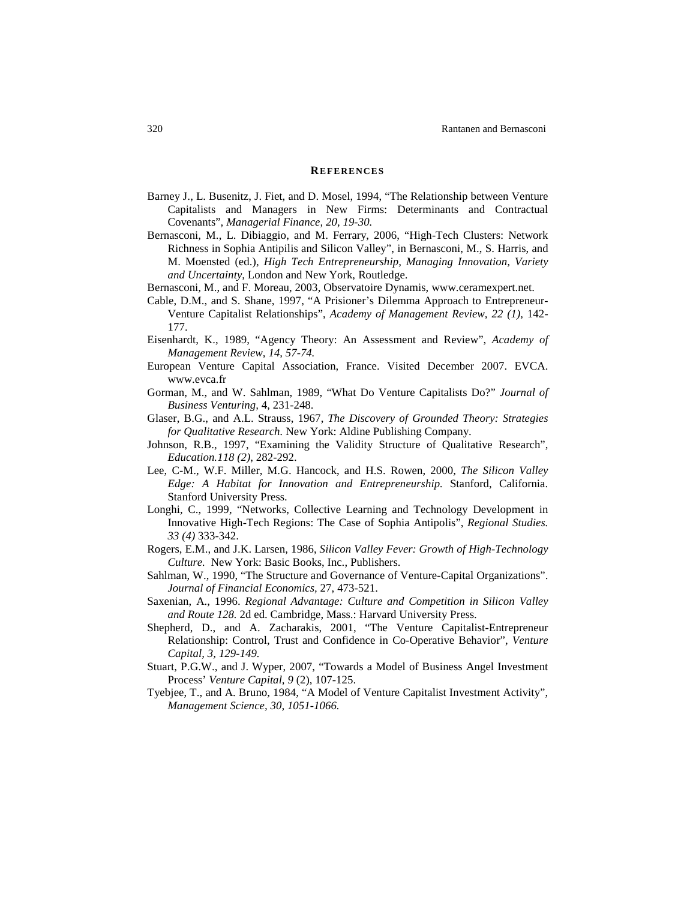## REFERENCES

Barney J., L. Busenitz, J. Fiet, and D. Mosel, 1994, "The Relationship between Venture Capitalists and Managers in New Firms: Determinants and Contractual Covenants", *Managerial Finance, 20, 19-30.*

Bernasconi, M., L. Dibiaggio, and M. Ferrary, 2006, "High-Tech Clusters: Network Richness in Sophia Antipilis and Silicon Valley", in Bernasconi, M., S. Harris, and M. Moensted (ed.), *High Tech Entrepreneurship, Managing Innovation, Variety and Uncertainty,* London and New York, Routledge.

Bernasconi, M., and F. Moreau, 2003, Observatoire Dynamis, www.ceramexpert.net.

Cable, D.M., and S. Shane, 1997, "A Prisioner's Dilemma Approach to Entrepreneur-Venture Capitalist Relationships", *Academy of Management Review, 22 (1),* 142-177.

Eisenhardt, K., 1989, "Agency Theory: An Assessment and Review", *Academy of Management Review, 14, 57-74.*

European Venture Capital Association, France. Visited December 2007. EVCA. www.evca.fr

Gorman, M., and W. Sahlman, 1989, "What Do Venture Capitalists Do?" *Journal of Business Venturing,* 4, 231-248.

Glaser, B.G., and A.L. Strauss, 1967, *The Discovery of Grounded Theory: Strategies for Qualitative Research.* New York: Aldine Publishing Company.

Johnson, R.B., 1997, "Examining the Validity Structure of Qualitative Research", *Education.118 (2)*, 282-292.

Lee, C-M., W.F. Miller, M.G. Hancock, and H.S. Rowen, 2000, *The Silicon Valley Edge: A Habitat for Innovation and Entrepreneurship.* Stanford, California. Stanford University Press.

Longhi, C., 1999, "Networks, Collective Learning and Technology Development in Innovative High-Tech Regions: The Case of Sophia Antipolis", *Regional Studies. 33 (4)* 333-342.

Rogers, E.M., and J.K. Larsen, 1986, *Silicon Valley Fever: Growth of High-Technology Culture.* New York: Basic Books, Inc., Publishers.

Sahlman, W., 1990, "The Structure and Governance of Venture-Capital Organizations". *Journal of Financial Economics,* 27, 473-521.

Saxenian, A., 1996. *Regional Advantage: Culture and Competition in Silicon Valley and Route 128.* 2d ed. Cambridge, Mass.: Harvard University Press.

Shepherd, D., and A. Zacharakis, 2001, "The Venture Capitalist-Entrepreneur Relationship: Control, Trust and Confidence in Co-Operative Behavior", *Venture Capital, 3, 129-149.*

Stuart, P.G.W., and J. Wyper, 2007, "Towards a Model of Business Angel Investment Process' *Venture Capital, 9* (2), 107-125.

Tyebjee, T., and A. Bruno, 1984, "A Model of Venture Capitalist Investment Activity", *Management Science, 30, 1051-1066.*